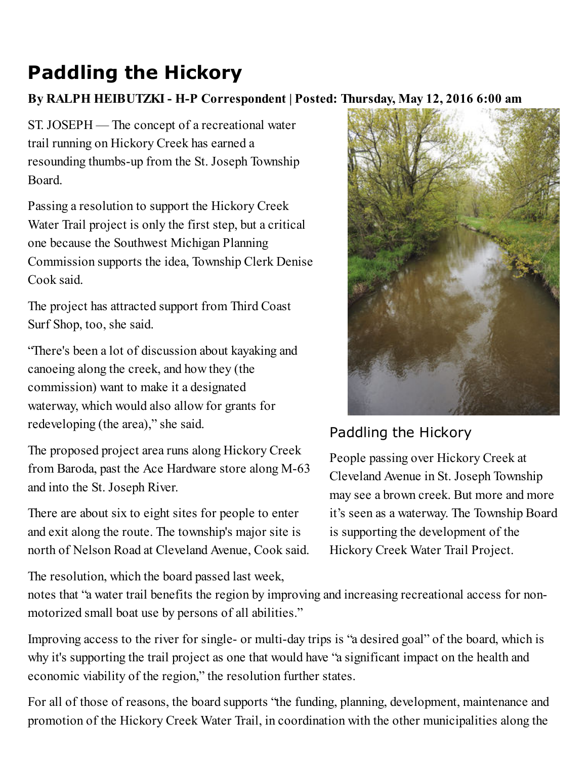# Paddling the Hickory

**By RALPH HEIBUTZKI - H-P Correspondent | Posted: Thursday, May 12, 2016 6:00 am**

ST. JOSEPH — The concept of a recreational water trail running on Hickory Creek has earned a resounding thumbs-up from the St. Joseph Township Board.

Passing a resolution to support the Hickory Creek Water Trail project is only the first step, but a critical one because the Southwest Michigan Planning Commission supports the idea, Township Clerk Denise Cook said.

The project has attracted support from Third Coast Surf Shop, too, she said.

"There's been a lot of discussion about kayaking and canoeing along the creek, and how they (the commission) want to make it a designated waterway, which would also allow for grants for redeveloping (the area)," she said.

The proposed project area runs along Hickory Creek from Baroda, past the Ace Hardware store along M-63 and into the St. Joseph River.

There are about six to eight sites for people to enter and exit along the route. The township's major site is north of Nelson Road at Cleveland Avenue, Cook said.

Paddling the Hickory

People passing over Hickory Creek at Cleveland Avenue in St. Joseph Township may see a brown creek. But more and more it's seen as a waterway. The Township Board is supporting the development of the Hickory Creek Water Trail Project.

The resolution, which the board passed last week, notes that "a water trail benefits the region by improving and increasing recreational access for non-motorized small boat use by persons of all abilities."

Improving access to the river for single- or multi-day trips is "a desired goal" of the board, which is why it's supporting the trail project as one that would have "a significant impact on the health and economic viability of the region," the resolution further states.

For all of those of reasons, the board supports "the funding, planning, development, maintenance and promotion of the Hickory Creek Water Trail, in coordination with the other municipalities along the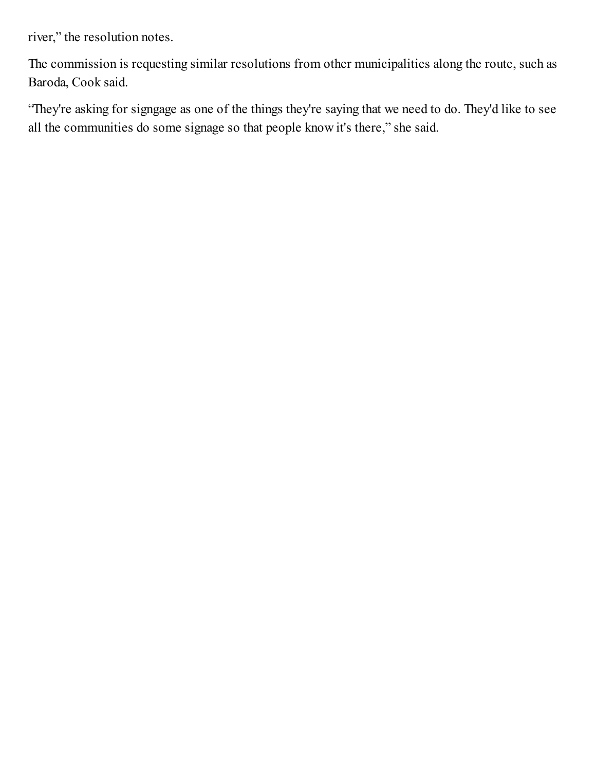river," the resolution notes.

The commission is requesting similar resolutions from other municipalities along the route, such as Baroda, Cook said.

"They're asking for signgage as one of the things they're saying that we need to do. They'd like to see all the communities do some signage so that people know it's there," she said.